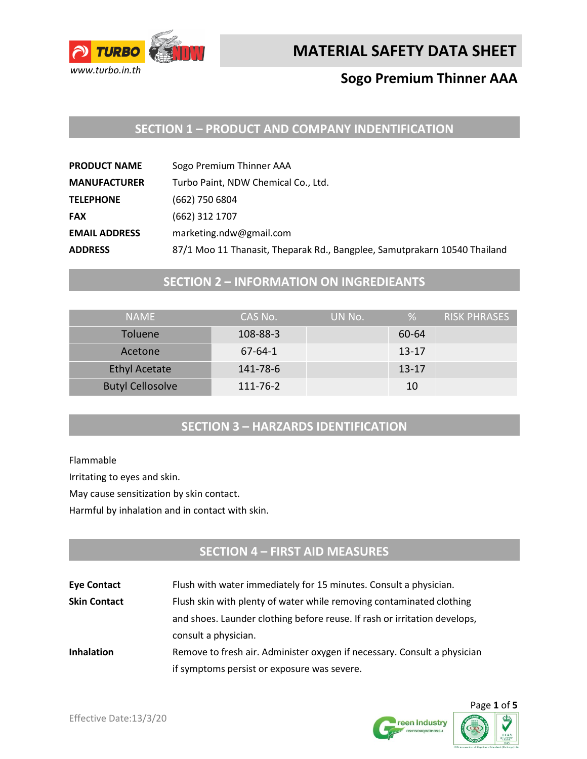# MATERIAL SAFETY DATA SHEET

## Sogo Premium Thinner AAA

## SECTION 1 – PRODUCT AND COMPANY INDENTIFICATION

**PRODUCT NAME** Sogo Premium Thinner AAA

**MANUFACTURER** Turbo Paint, NDW Chemical Co., Ltd.

**TELEPHONE** (662) 750 6804

**FAX** (662) 312 1707

**EMAIL ADDRESS** marketing.ndw@gmail.com

**ADDRESS** 87/1 Moo 11 Thanasit, Theparak Rd., Bangplee, Samutprakarn 10540 Thailand

## SECTION 2 – INFORMATION ON INGREDIEANTS

| NAME | CAS No. | UN No. | % | RISK PHRASES |
|---|---|---|---|---|
| Toluene | 108-88-3 | | 60-64 | |
| Acetone | 67-64-1 | | 13-17 | |
| Ethyl Acetate | 141-78-6 | | 13-17 | |
| Butyl Cellosolve | 111-76-2 | | 10 | |

## SECTION 3 – HARZARDS IDENTIFICATION

Flammable

Irritating to eyes and skin.

May cause sensitization by skin contact.

Harmful by inhalation and in contact with skin.

## SECTION 4 – FIRST AID MEASURES

**Eye Contact** Flush with water immediately for 15 minutes. Consult a physician.

**Skin Contact** Flush skin with plenty of water while removing contaminated clothing and shoes. Launder clothing before reuse. If rash or irritation develops, consult a physician.

**Inhalation** Remove to fresh air. Administer oxygen if necessary. Consult a physician if symptoms persist or exposure was severe.

Effective Date:13/3/20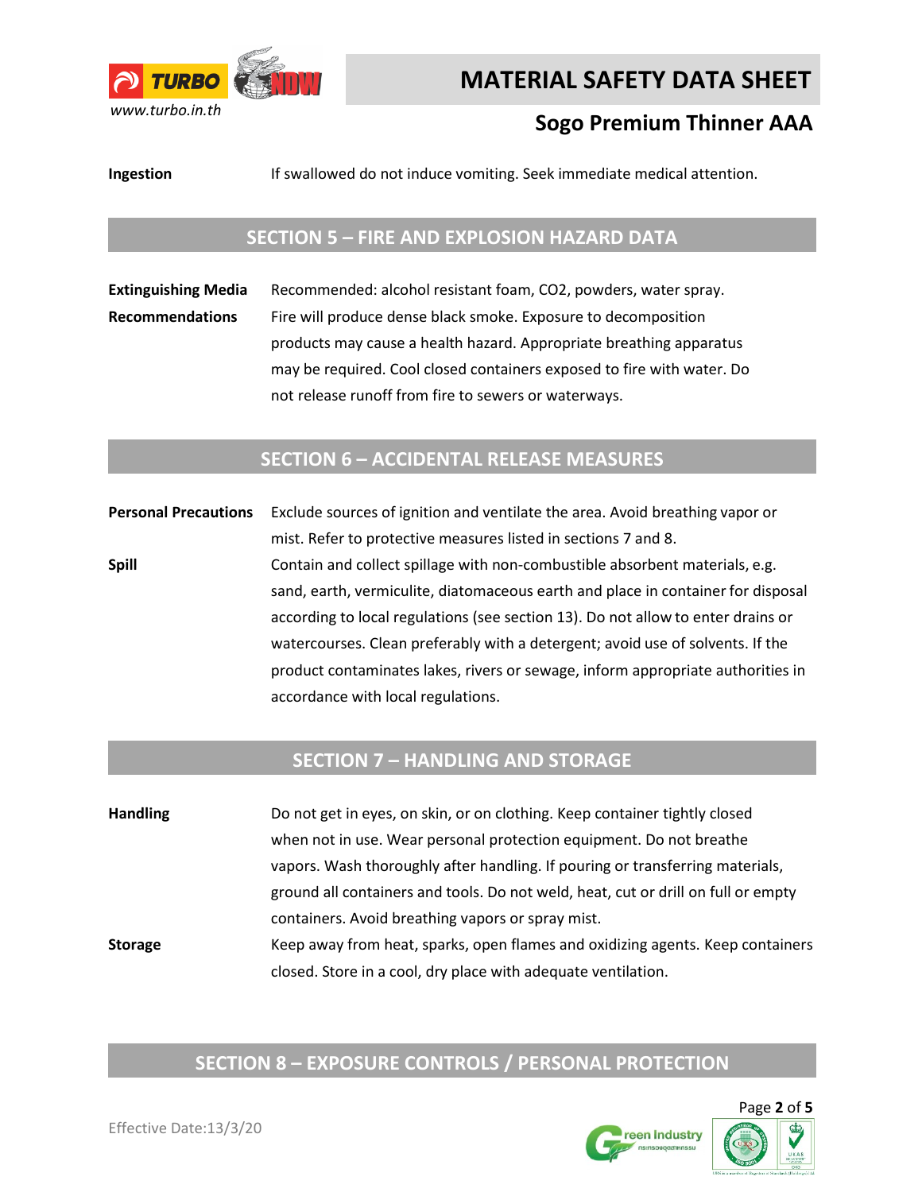**Ingestion** If swallowed do not induce vomiting. Seek immediate medical attention.

## SECTION 5 – FIRE AND EXPLOSION HAZARD DATA

**Extinguishing Media** Recommended: alcohol resistant foam, $CO_2$, powders, water spray.

**Recommendations** Fire will produce dense black smoke. Exposure to decomposition products may cause a health hazard. Appropriate breathing apparatus may be required. Cool closed containers exposed to fire with water. Do not release runoff from fire to sewers or waterways.

## SECTION 6 – ACCIDENTAL RELEASE MEASURES

**Personal Precautions** Exclude sources of ignition and ventilate the area. Avoid breathing vapor or mist. Refer to protective measures listed in sections 7 and 8.

**Spill** Contain and collect spillage with non-combustible absorbent materials, e.g. sand, earth, vermiculite, diatomaceous earth and place in container for disposal according to local regulations (see section 13). Do not allow to enter drains or watercourses. Clean preferably with a detergent; avoid use of solvents. If the product contaminates lakes, rivers or sewage, inform appropriate authorities in accordance with local regulations.

## SECTION 7 – HANDLING AND STORAGE

**Handling** Do not get in eyes, on skin, or on clothing. Keep container tightly closed when not in use. Wear personal protection equipment. Do not breathe vapors. Wash thoroughly after handling. If pouring or transferring materials, ground all containers and tools. Do not weld, heat, cut or drill on full or empty containers. Avoid breathing vapors or spray mist.

**Storage** Keep away from heat, sparks, open flames and oxidizing agents. Keep containers closed. Store in a cool, dry place with adequate ventilation.

## SECTION 8 – EXPOSURE CONTROLS / PERSONAL PROTECTION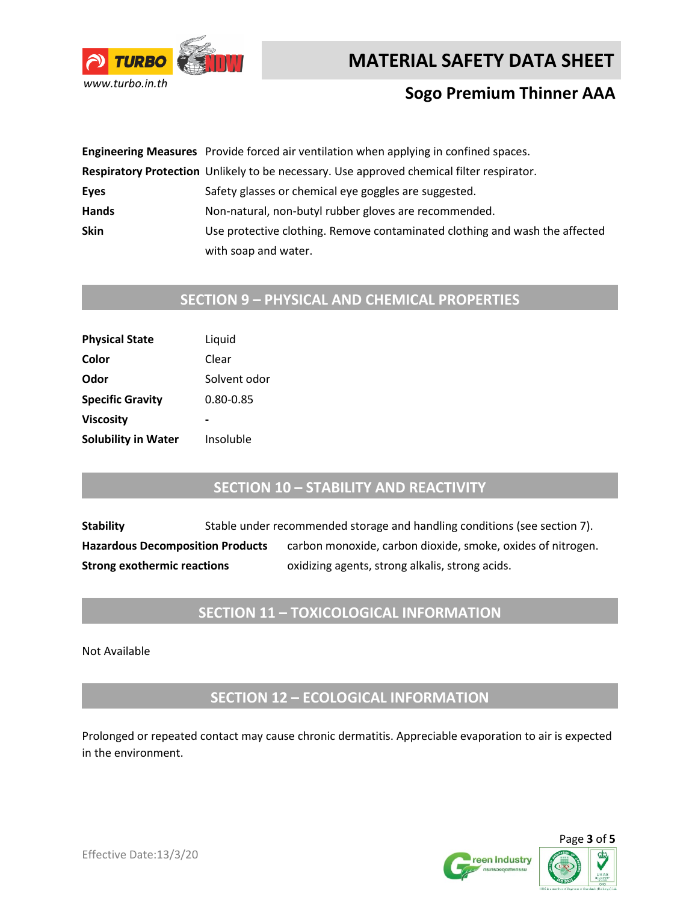| | |
|---|---|
| **Engineering Measures** | Provide forced air ventilation when applying in confined spaces. |
| **Respiratory Protection** | Unlikely to be necessary. Use approved chemical filter respirator. |
| **Eyes** | Safety glasses or chemical eye goggles are suggested. |
| **Hands** | Non-natural, non-butyl rubber gloves are recommended. |
| **Skin** | Use protective clothing. Remove contaminated clothing and wash the affected with soap and water. |

## SECTION 9 – PHYSICAL AND CHEMICAL PROPERTIES

| | |
|---|---|
| **Physical State** | Liquid |
| **Color** | Clear |
| **Odor** | Solvent odor |
| **Specific Gravity** | 0.80-0.85 |
| **Viscosity** | - |
| **Solubility in Water** | Insoluble |

## SECTION 10 – STABILITY AND REACTIVITY

| | |
|---|---|
| **Stability** | Stable under recommended storage and handling conditions (see section 7). |
| **Hazardous Decomposition Products** | carbon monoxide, carbon dioxide, smoke, oxides of nitrogen. |
| **Strong exothermic reactions** | oxidizing agents, strong alkalis, strong acids. |

## SECTION 11 – TOXICOLOGICAL INFORMATION

Not Available

## SECTION 12 – ECOLOGICAL INFORMATION

Prolonged or repeated contact may cause chronic dermatitis. Appreciable evaporation to air is expected in the environment.

Effective Date:13/3/20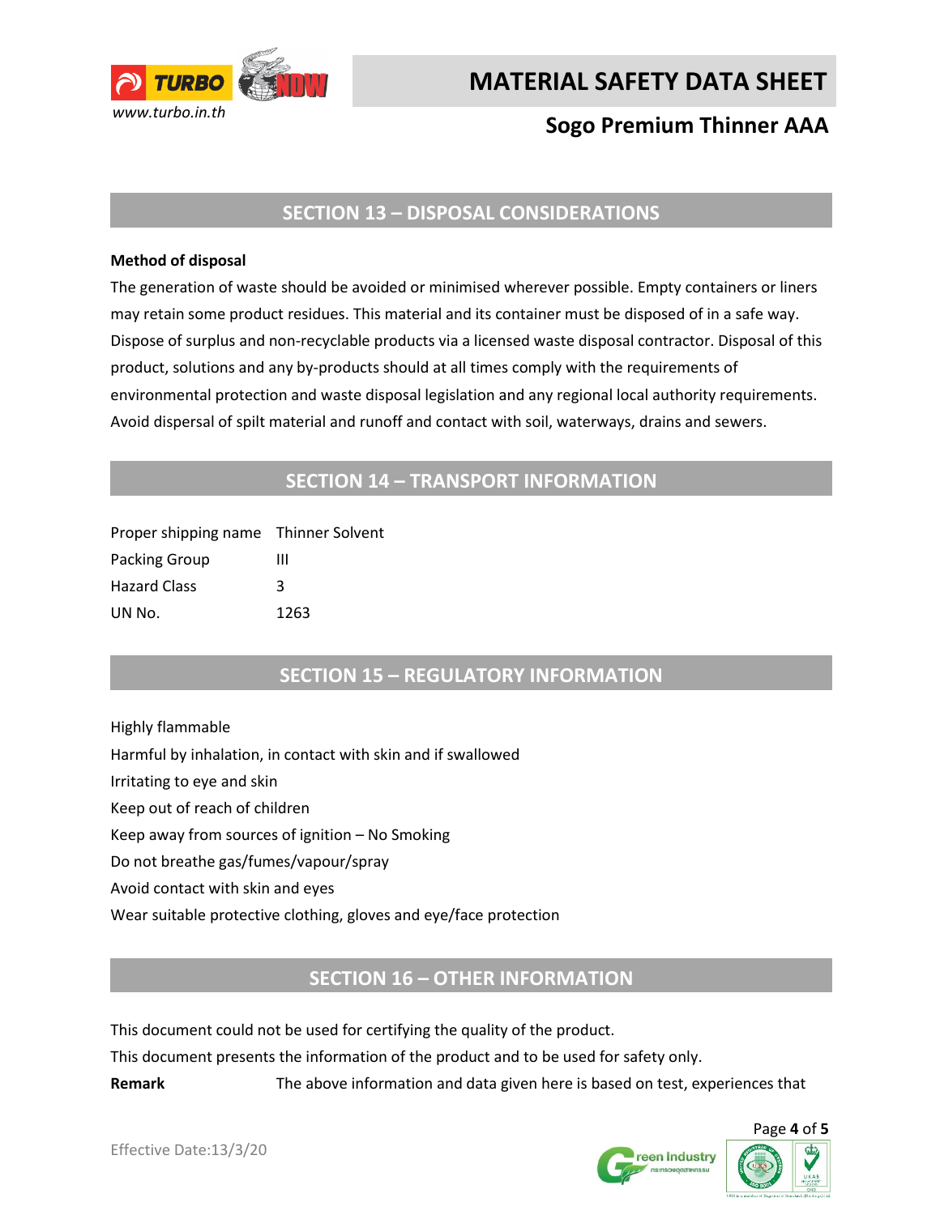## SECTION 13 – DISPOSAL CONSIDERATIONS

**Method of disposal**

The generation of waste should be avoided or minimised wherever possible. Empty containers or liners may retain some product residues. This material and its container must be disposed of in a safe way. Dispose of surplus and non-recyclable products via a licensed waste disposal contractor. Disposal of this product, solutions and any by-products should at all times comply with the requirements of environmental protection and waste disposal legislation and any regional local authority requirements. Avoid dispersal of spilt material and runoff and contact with soil, waterways, drains and sewers.

## SECTION 14 – TRANSPORT INFORMATION

| | |
|---|---|
| Proper shipping name | Thinner Solvent |
| Packing Group | III |
| Hazard Class | 3 |
| UN No. | 1263 |

## SECTION 15 – REGULATORY INFORMATION

Highly flammable

Harmful by inhalation, in contact with skin and if swallowed

Irritating to eye and skin

Keep out of reach of children

Keep away from sources of ignition – No Smoking

Do not breathe gas/fumes/vapour/spray

Avoid contact with skin and eyes

Wear suitable protective clothing, gloves and eye/face protection

## SECTION 16 – OTHER INFORMATION

This document could not be used for certifying the quality of the product.

This document presents the information of the product and to be used for safety only.

**Remark** The above information and data given here is based on test, experiences that

Effective Date:13/3/20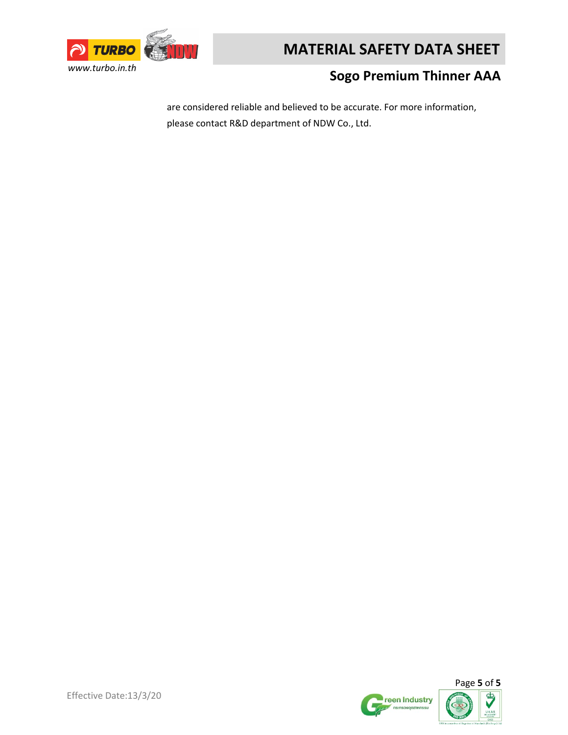are considered reliable and believed to be accurate. For more information, please contact R&D department of NDW Co., Ltd.